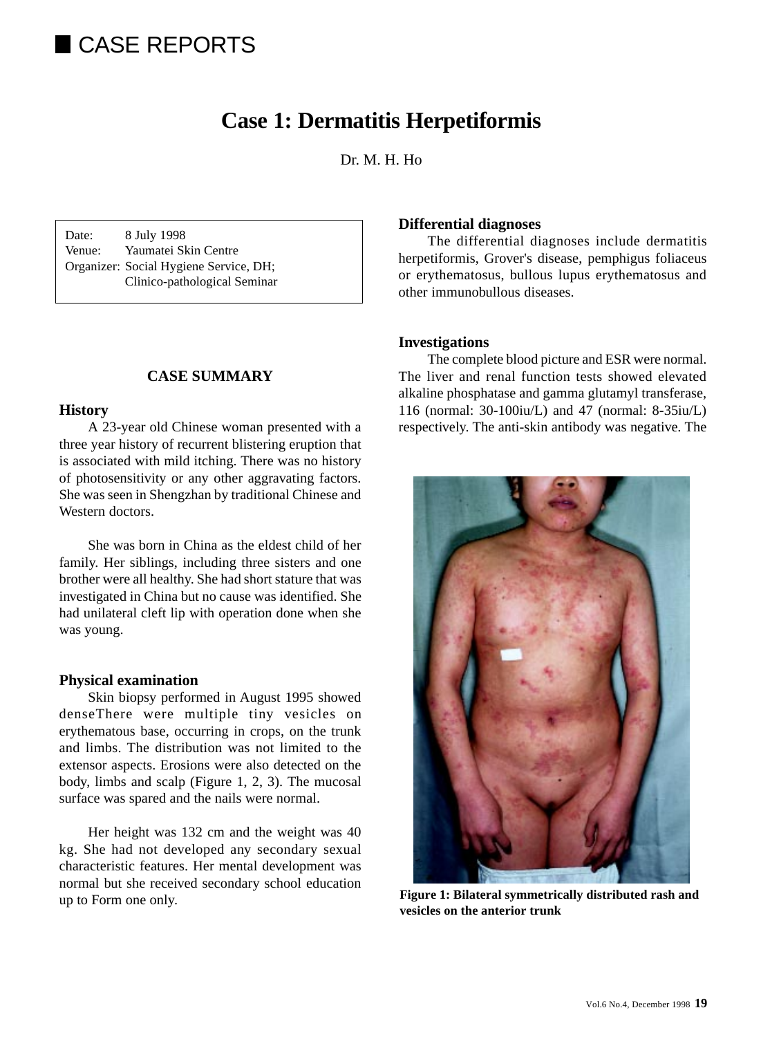# CASE REPORTS

## Case 1: Dermatitis Herpetiformis

Dr. M. H. Ho

Date: 8 July 1998
Venue: Yaumatei Skin Centre
Organizer: Social Hygiene Service, DH; Clinico-pathological Seminar

### CASE SUMMARY

#### History

A 23-year old Chinese woman presented with a three year history of recurrent blistering eruption that is associated with mild itching. There was no history of photosensitivity or any other aggravating factors. She was seen in Shengzhan by traditional Chinese and Western doctors.

She was born in China as the eldest child of her family. Her siblings, including three sisters and one brother were all healthy. She had short stature that was investigated in China but no cause was identified. She had unilateral cleft lip with operation done when she was young.

#### Physical examination

Skin biopsy performed in August 1995 showed denseThere were multiple tiny vesicles on erythematous base, occurring in crops, on the trunk and limbs. The distribution was not limited to the extensor aspects. Erosions were also detected on the body, limbs and scalp (Figure 1, 2, 3). The mucosal surface was spared and the nails were normal.

Her height was 132 cm and the weight was 40 kg. She had not developed any secondary sexual characteristic features. Her mental development was normal but she received secondary school education up to Form one only.

#### Differential diagnoses

The differential diagnoses include dermatitis herpetiformis, Grover's disease, pemphigus foliaceus or erythematosus, bullous lupus erythematosus and other immunobullous diseases.

#### Investigations

The complete blood picture and ESR were normal. The liver and renal function tests showed elevated alkaline phosphatase and gamma glutamyl transferase, 116 (normal: 30-100iu/L) and 47 (normal: 8-35iu/L) respectively. The anti-skin antibody was negative. The

**Figure 1: Bilateral symmetrically distributed rash and vesicles on the anterior trunk**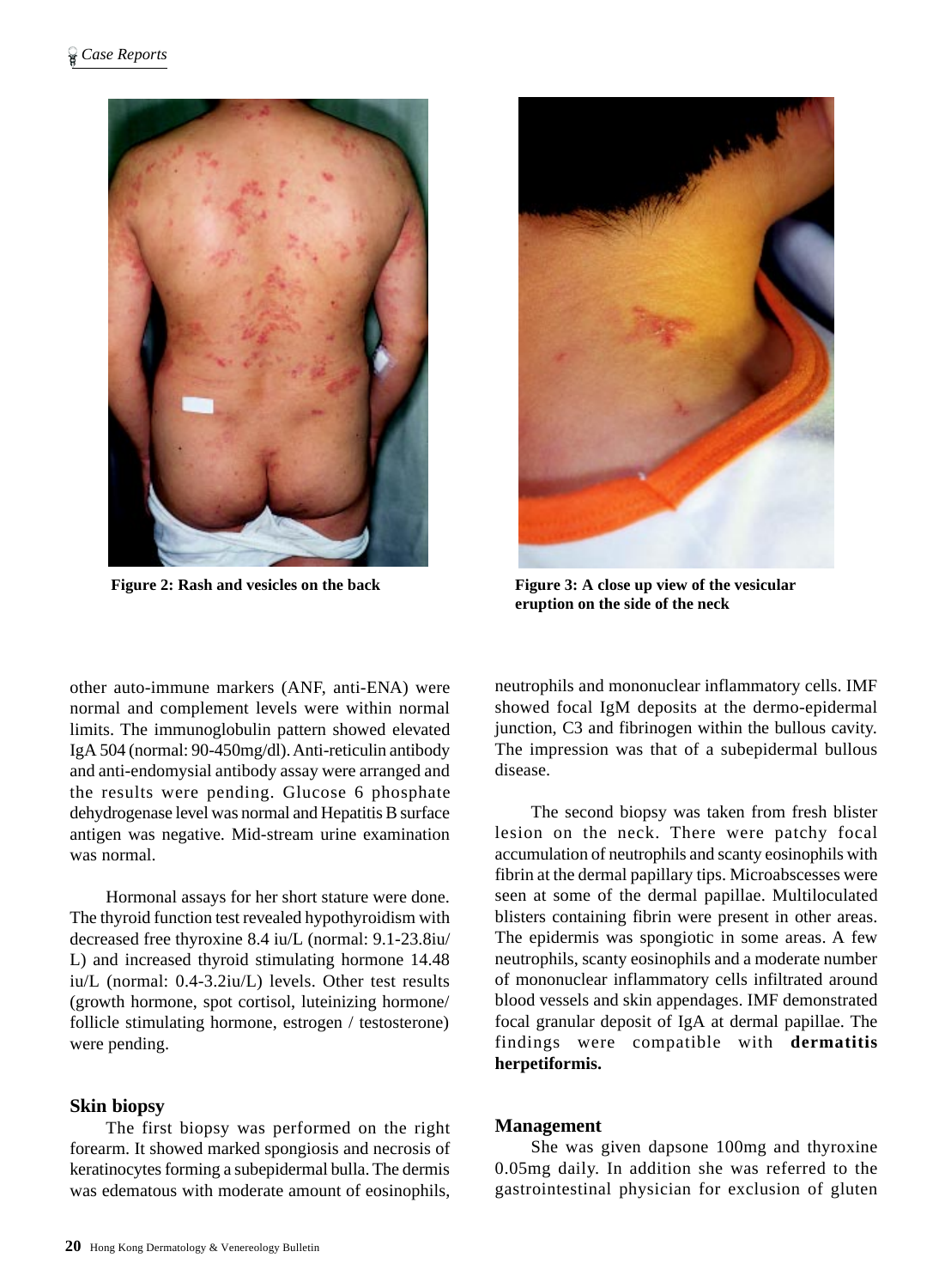Figure 2: Rash and vesicles on the back

Figure 3: A close up view of the vesicular eruption on the side of the neck

other auto-immune markers (ANF, anti-ENA) were normal and complement levels were within normal limits. The immunoglobulin pattern showed elevated IgA 504 (normal: 90-450mg/dl). Anti-reticulin antibody and anti-endomysial antibody assay were arranged and the results were pending. Glucose 6 phosphate dehydrogenase level was normal and Hepatitis B surface antigen was negative. Mid-stream urine examination was normal.

Hormonal assays for her short stature were done. The thyroid function test revealed hypothyroidism with decreased free thyroxine 8.4 iu/L (normal: 9.1-23.8iu/L) and increased thyroid stimulating hormone 14.48 iu/L (normal: 0.4-3.2iu/L) levels. Other test results (growth hormone, spot cortisol, luteinizing hormone/ follicle stimulating hormone, estrogen / testosterone) were pending.

### Skin biopsy

The first biopsy was performed on the right forearm. It showed marked spongiosis and necrosis of keratinocytes forming a subepidermal bulla. The dermis was edematous with moderate amount of eosinophils, neutrophils and mononuclear inflammatory cells. IMF showed focal IgM deposits at the dermo-epidermal junction, C3 and fibrinogen within the bullous cavity. The impression was that of a subepidermal bullous disease.

The second biopsy was taken from fresh blister lesion on the neck. There were patchy focal accumulation of neutrophils and scanty eosinophils with fibrin at the dermal papillary tips. Microabscesses were seen at some of the dermal papillae. Multiloculated blisters containing fibrin were present in other areas. The epidermis was spongiotic in some areas. A few neutrophils, scanty eosinophils and a moderate number of mononuclear inflammatory cells infiltrated around blood vessels and skin appendages. IMF demonstrated focal granular deposit of IgA at dermal papillae. The findings were compatible with **dermatitis herpetiformis.**

### Management

She was given dapsone 100mg and thyroxine 0.05mg daily. In addition she was referred to the gastrointestinal physician for exclusion of gluten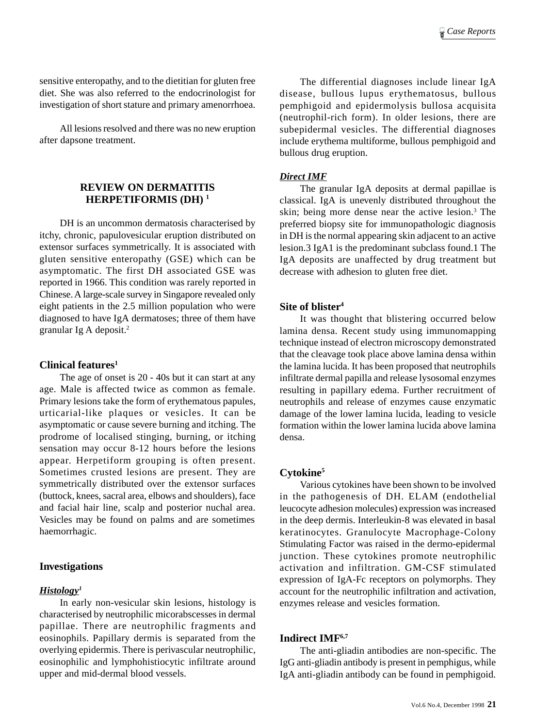sensitive enteropathy, and to the dietitian for gluten free diet. She was also referred to the endocrinologist for investigation of short stature and primary amenorrhoea.

All lesions resolved and there was no new eruption after dapsone treatment.

## REVIEW ON DERMATITIS HERPETIFORMIS (DH) [1]

DH is an uncommon dermatosis characterised by itchy, chronic, papulovesicular eruption distributed on extensor surfaces symmetrically. It is associated with gluten sensitive enteropathy (GSE) which can be asymptomatic. The first DH associated GSE was reported in 1966. This condition was rarely reported in Chinese. A large-scale survey in Singapore revealed only eight patients in the 2.5 million population who were diagnosed to have IgA dermatoses; three of them have granular Ig A deposit.[2]

### Clinical features[1]

The age of onset is 20 - 40s but it can start at any age. Male is affected twice as common as female. Primary lesions take the form of erythematous papules, urticarial-like plaques or vesicles. It can be asymptomatic or cause severe burning and itching. The prodrome of localised stinging, burning, or itching sensation may occur 8-12 hours before the lesions appear. Herpetiform grouping is often present. Sometimes crusted lesions are present. They are symmetrically distributed over the extensor surfaces (buttock, knees, sacral area, elbows and shoulders), face and facial hair line, scalp and posterior nuchal area. Vesicles may be found on palms and are sometimes haemorrhagic.

### Investigations

***Histology[1]***

In early non-vesicular skin lesions, histology is characterised by neutrophilic micorabscesses in dermal papillae. There are neutrophilic fragments and eosinophils. Papillary dermis is separated from the overlying epidermis. There is perivascular neutrophilic, eosinophilic and lymphohistiocytic infiltrate around upper and mid-dermal blood vessels.

The differential diagnoses include linear IgA disease, bullous lupus erythematosus, bullous pemphigoid and epidermolysis bullosa acquisita (neutrophil-rich form). In older lesions, there are subepidermal vesicles. The differential diagnoses include erythema multiforme, bullous pemphigoid and bullous drug eruption.

***Direct IMF***

The granular IgA deposits at dermal papillae is classical. IgA is unevenly distributed throughout the skin; being more dense near the active lesion.[3] The preferred biopsy site for immunopathologic diagnosis in DH is the normal appearing skin adjacent to an active lesion.3 IgA1 is the predominant subclass found.1 The IgA deposits are unaffected by drug treatment but decrease with adhesion to gluten free diet.

### Site of blister[4]

It was thought that blistering occurred below lamina densa. Recent study using immunomapping technique instead of electron microscopy demonstrated that the cleavage took place above lamina densa within the lamina lucida. It has been proposed that neutrophils infiltrate dermal papilla and release lysosomal enzymes resulting in papillary edema. Further recruitment of neutrophils and release of enzymes cause enzymatic damage of the lower lamina lucida, leading to vesicle formation within the lower lamina lucida above lamina densa.

### Cytokine[5]

Various cytokines have been shown to be involved in the pathogenesis of DH. ELAM (endothelial leucocyte adhesion molecules) expression was increased in the deep dermis. Interleukin-8 was elevated in basal keratinocytes. Granulocyte Macrophage-Colony Stimulating Factor was raised in the dermo-epidermal junction. These cytokines promote neutrophilic activation and infiltration. GM-CSF stimulated expression of IgA-Fc receptors on polymorphs. They account for the neutrophilic infiltration and activation, enzymes release and vesicles formation.

### Indirect IMF[6,7]

The anti-gliadin antibodies are non-specific. The IgG anti-gliadin antibody is present in pemphigus, while IgA anti-gliadin antibody can be found in pemphigoid.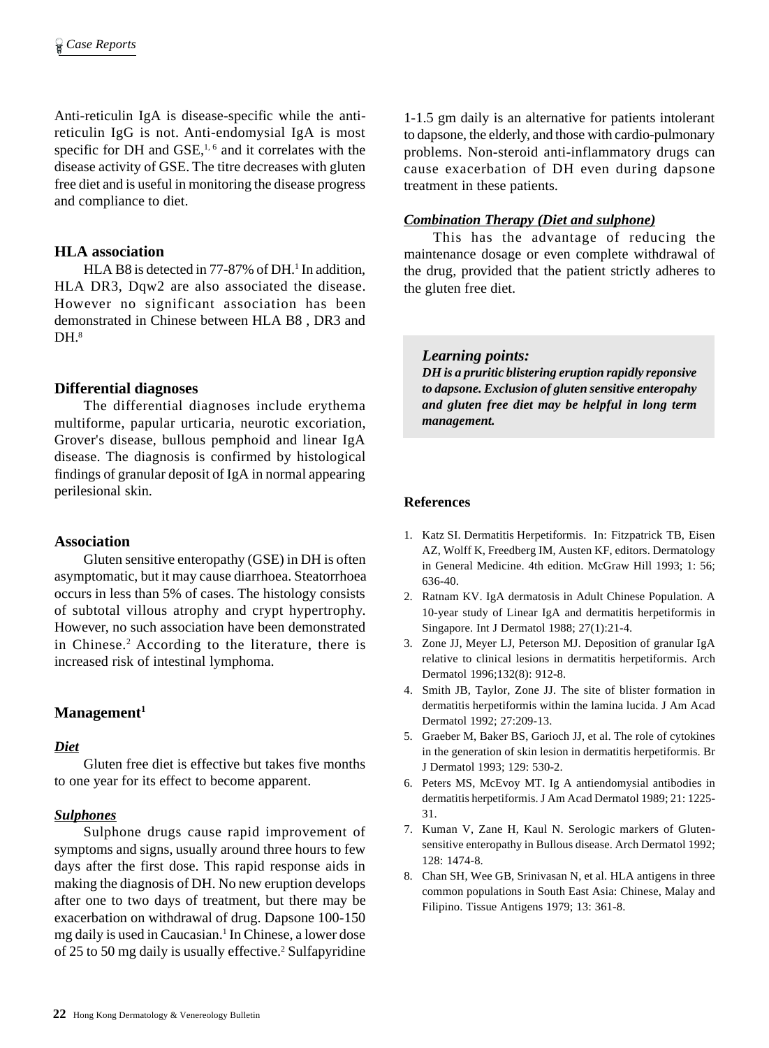Anti-reticulin IgA is disease-specific while the anti-reticulin IgG is not. Anti-endomysial IgA is most specific for DH and GSE,[1, 6] and it correlates with the disease activity of GSE. The titre decreases with gluten free diet and is useful in monitoring the disease progress and compliance to diet.

## HLA association

HLA B8 is detected in 77-87% of DH.[1] In addition, HLA DR3, Dqw2 are also associated the disease. However no significant association has been demonstrated in Chinese between HLA B8 , DR3 and DH.[8]

## Differential diagnoses

The differential diagnoses include erythema multiforme, papular urticaria, neurotic excoriation, Grover's disease, bullous pemphoid and linear IgA disease. The diagnosis is confirmed by histological findings of granular deposit of IgA in normal appearing perilesional skin.

## Association

Gluten sensitive enteropathy (GSE) in DH is often asymptomatic, but it may cause diarrhoea. Steatorrhoea occurs in less than 5% of cases. The histology consists of subtotal villous atrophy and crypt hypertrophy. However, no such association have been demonstrated in Chinese.[2] According to the literature, there is increased risk of intestinal lymphoma.

## Management[1]

### *Diet*

Gluten free diet is effective but takes five months to one year for its effect to become apparent.

### *Sulphones*

Sulphone drugs cause rapid improvement of symptoms and signs, usually around three hours to few days after the first dose. This rapid response aids in making the diagnosis of DH. No new eruption develops after one to two days of treatment, but there may be exacerbation on withdrawal of drug. Dapsone 100-150 mg daily is used in Caucasian.[1] In Chinese, a lower dose of 25 to 50 mg daily is usually effective.[2] Sulfapyridine 1-1.5 gm daily is an alternative for patients intolerant to dapsone, the elderly, and those with cardio-pulmonary problems. Non-steroid anti-inflammatory drugs can cause exacerbation of DH even during dapsone treatment in these patients.

### *Combination Therapy (Diet and sulphone)*

This has the advantage of reducing the maintenance dosage or even complete withdrawal of the drug, provided that the patient strictly adheres to the gluten free diet.

> ***Learning points:***
> ***DH is a pruritic blistering eruption rapidly reponsive to dapsone. Exclusion of gluten sensitive enteropahy and gluten free diet may be helpful in long term management.***

## References

1. Katz SI. Dermatitis Herpetiformis. In: Fitzpatrick TB, Eisen AZ, Wolff K, Freedberg IM, Austen KF, editors. Dermatology in General Medicine. 4th edition. McGraw Hill 1993; 1: 56; 636-40.
2. Ratnam KV. IgA dermatosis in Adult Chinese Population. A 10-year study of Linear IgA and dermatitis herpetiformis in Singapore. Int J Dermatol 1988; 27(1):21-4.
3. Zone JJ, Meyer LJ, Peterson MJ. Deposition of granular IgA relative to clinical lesions in dermatitis herpetiformis. Arch Dermatol 1996;132(8): 912-8.
4. Smith JB, Taylor, Zone JJ. The site of blister formation in dermatitis herpetiformis within the lamina lucida. J Am Acad Dermatol 1992; 27:209-13.
5. Graeber M, Baker BS, Garioch JJ, et al. The role of cytokines in the generation of skin lesion in dermatitis herpetiformis. Br J Dermatol 1993; 129: 530-2.
6. Peters MS, McEvoy MT. Ig A antiendomysial antibodies in dermatitis herpetiformis. J Am Acad Dermatol 1989; 21: 1225-31.
7. Kuman V, Zane H, Kaul N. Serologic markers of Gluten-sensitive enteropathy in Bullous disease. Arch Dermatol 1992; 128: 1474-8.
8. Chan SH, Wee GB, Srinivasan N, et al. HLA antigens in three common populations in South East Asia: Chinese, Malay and Filipino. Tissue Antigens 1979; 13: 361-8.